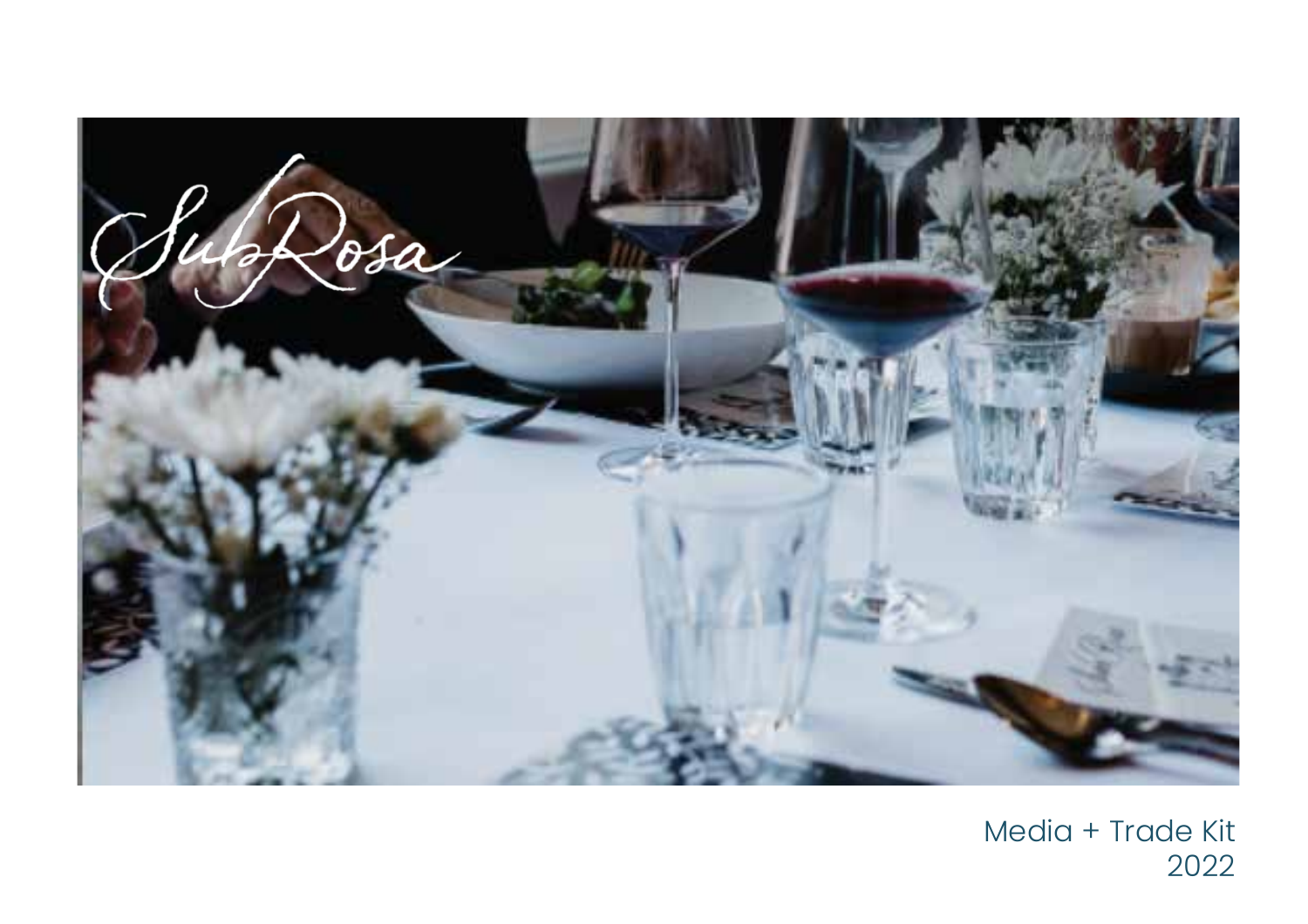# SubRosa

Media + Trade Kit
2022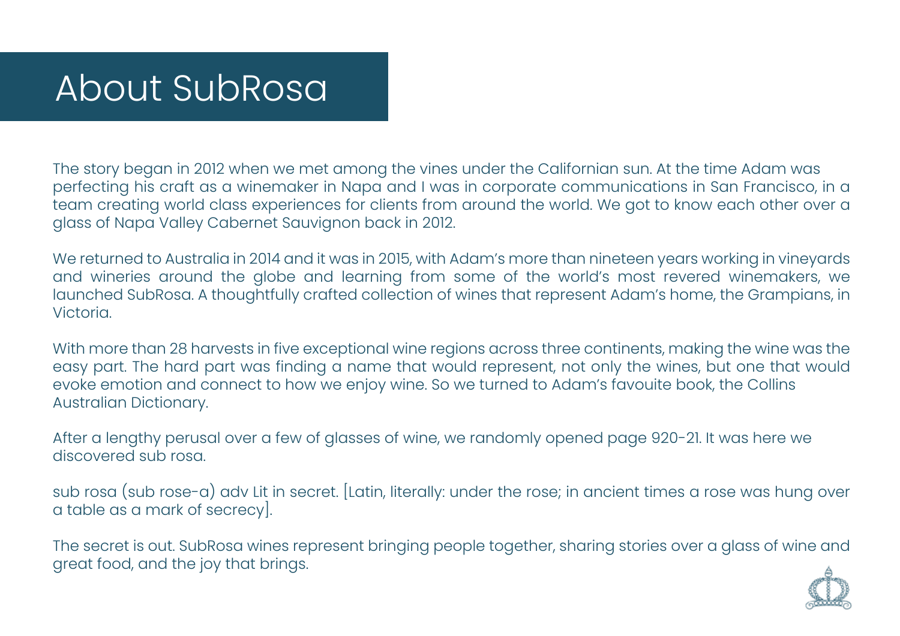# About SubRosa

The story began in 2012 when we met among the vines under the Californian sun. At the time Adam was perfecting his craft as a winemaker in Napa and I was in corporate communications in San Francisco, in a team creating world class experiences for clients from around the world. We got to know each other over a glass of Napa Valley Cabernet Sauvignon back in 2012.

We returned to Australia in 2014 and it was in 2015, with Adam's more than nineteen years working in vineyards and wineries around the globe and learning from some of the world's most revered winemakers, we launched SubRosa. A thoughtfully crafted collection of wines that represent Adam's home, the Grampians, in Victoria.

With more than 28 harvests in five exceptional wine regions across three continents, making the wine was the easy part. The hard part was finding a name that would represent, not only the wines, but one that would evoke emotion and connect to how we enjoy wine. So we turned to Adam's favouite book, the Collins Australian Dictionary.

After a lengthy perusal over a few of glasses of wine, we randomly opened page 920-21. It was here we discovered sub rosa.

sub rosa (sub rose-a) adv Lit in secret. [Latin, literally: under the rose; in ancient times a rose was hung over a table as a mark of secrecy].

The secret is out. SubRosa wines represent bringing people together, sharing stories over a glass of wine and great food, and the joy that brings.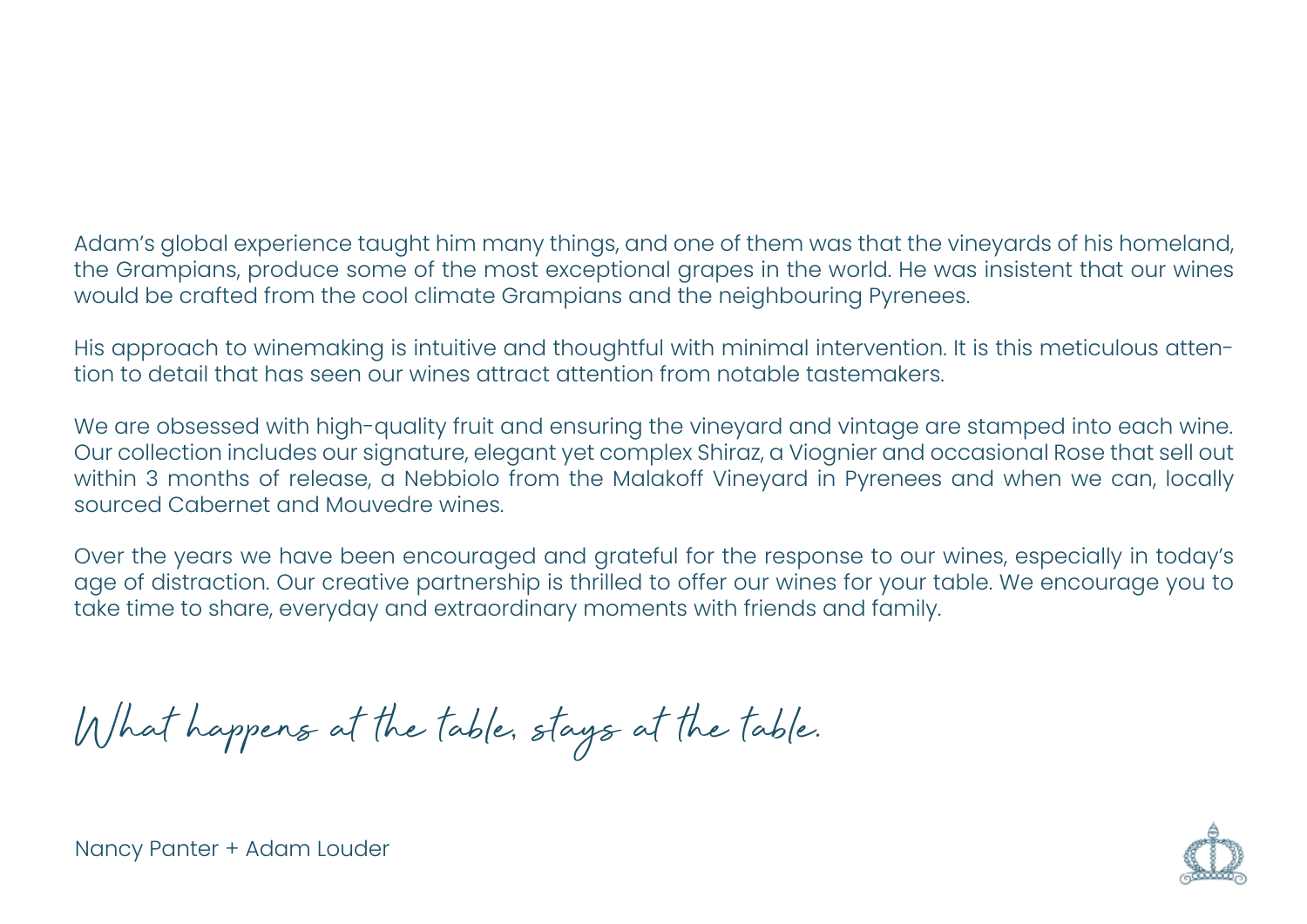Adam's global experience taught him many things, and one of them was that the vineyards of his homeland, the Grampians, produce some of the most exceptional grapes in the world. He was insistent that our wines would be crafted from the cool climate Grampians and the neighbouring Pyrenees.

His approach to winemaking is intuitive and thoughtful with minimal intervention. It is this meticulous attention to detail that has seen our wines attract attention from notable tastemakers.

We are obsessed with high-quality fruit and ensuring the vineyard and vintage are stamped into each wine. Our collection includes our signature, elegant yet complex Shiraz, a Viognier and occasional Rose that sell out within 3 months of release, a Nebbiolo from the Malakoff Vineyard in Pyrenees and when we can, locally sourced Cabernet and Mouvedre wines.

Over the years we have been encouraged and grateful for the response to our wines, especially in today's age of distraction. Our creative partnership is thrilled to offer our wines for your table. We encourage you to take time to share, everyday and extraordinary moments with friends and family.

*What happens at the table, stays at the table.*

Nancy Panter + Adam Louder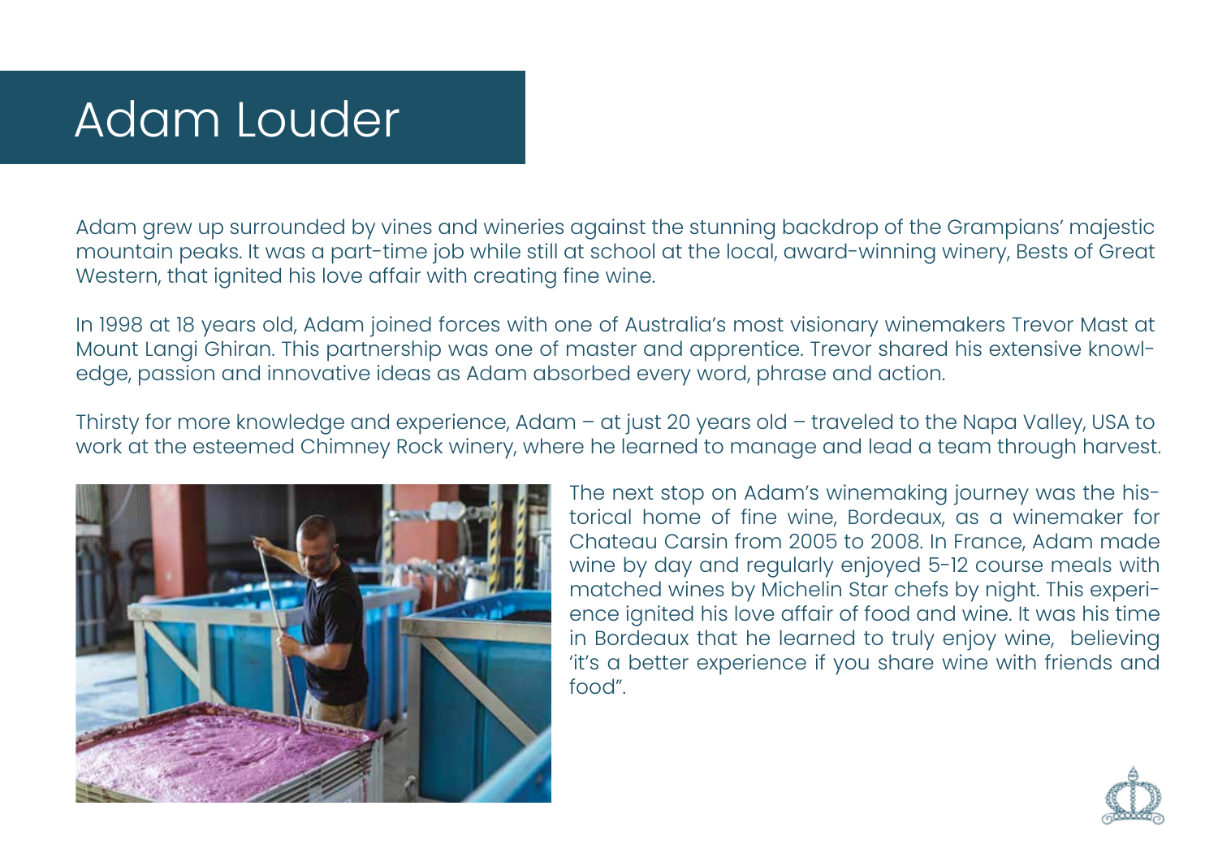# Adam Louder

Adam grew up surrounded by vines and wineries against the stunning backdrop of the Grampians' majestic mountain peaks. It was a part-time job while still at school at the local, award-winning winery, Bests of Great Western, that ignited his love affair with creating fine wine.

In 1998 at 18 years old, Adam joined forces with one of Australia's most visionary winemakers Trevor Mast at Mount Langi Ghiran. This partnership was one of master and apprentice. Trevor shared his extensive knowledge, passion and innovative ideas as Adam absorbed every word, phrase and action.

Thirsty for more knowledge and experience, Adam – at just 20 years old – traveled to the Napa Valley, USA to work at the esteemed Chimney Rock winery, where he learned to manage and lead a team through harvest.

The next stop on Adam's winemaking journey was the historical home of fine wine, Bordeaux, as a winemaker for Chateau Carsin from 2005 to 2008. In France, Adam made wine by day and regularly enjoyed 5-12 course meals with matched wines by Michelin Star chefs by night. This experience ignited his love affair of food and wine. It was his time in Bordeaux that he learned to truly enjoy wine, believing 'it's a better experience if you share wine with friends and food".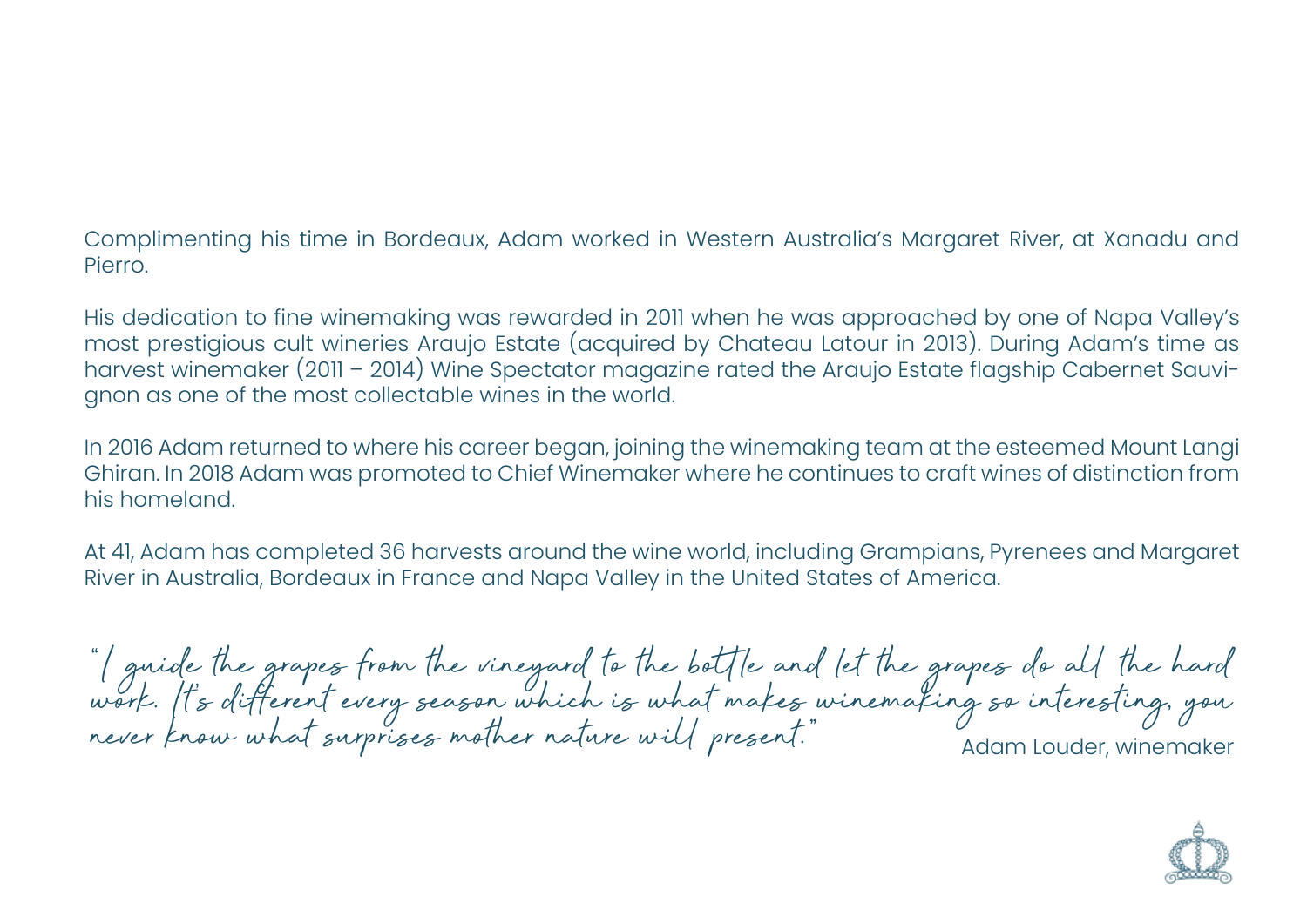Complimenting his time in Bordeaux, Adam worked in Western Australia's Margaret River, at Xanadu and Pierro.

His dedication to fine winemaking was rewarded in 2011 when he was approached by one of Napa Valley's most prestigious cult wineries Araujo Estate (acquired by Chateau Latour in 2013). During Adam's time as harvest winemaker (2011 – 2014) Wine Spectator magazine rated the Araujo Estate flagship Cabernet Sauvignon as one of the most collectable wines in the world.

In 2016 Adam returned to where his career began, joining the winemaking team at the esteemed Mount Langi Ghiran. In 2018 Adam was promoted to Chief Winemaker where he continues to craft wines of distinction from his homeland.

At 41, Adam has completed 36 harvests around the wine world, including Grampians, Pyrenees and Margaret River in Australia, Bordeaux in France and Napa Valley in the United States of America.

*"I guide the grapes from the vineyard to the bottle and let the grapes do all the hard work. It's different every season which is what makes winemaking so interesting, you never know what surprises mother nature will present."*

Adam Louder, winemaker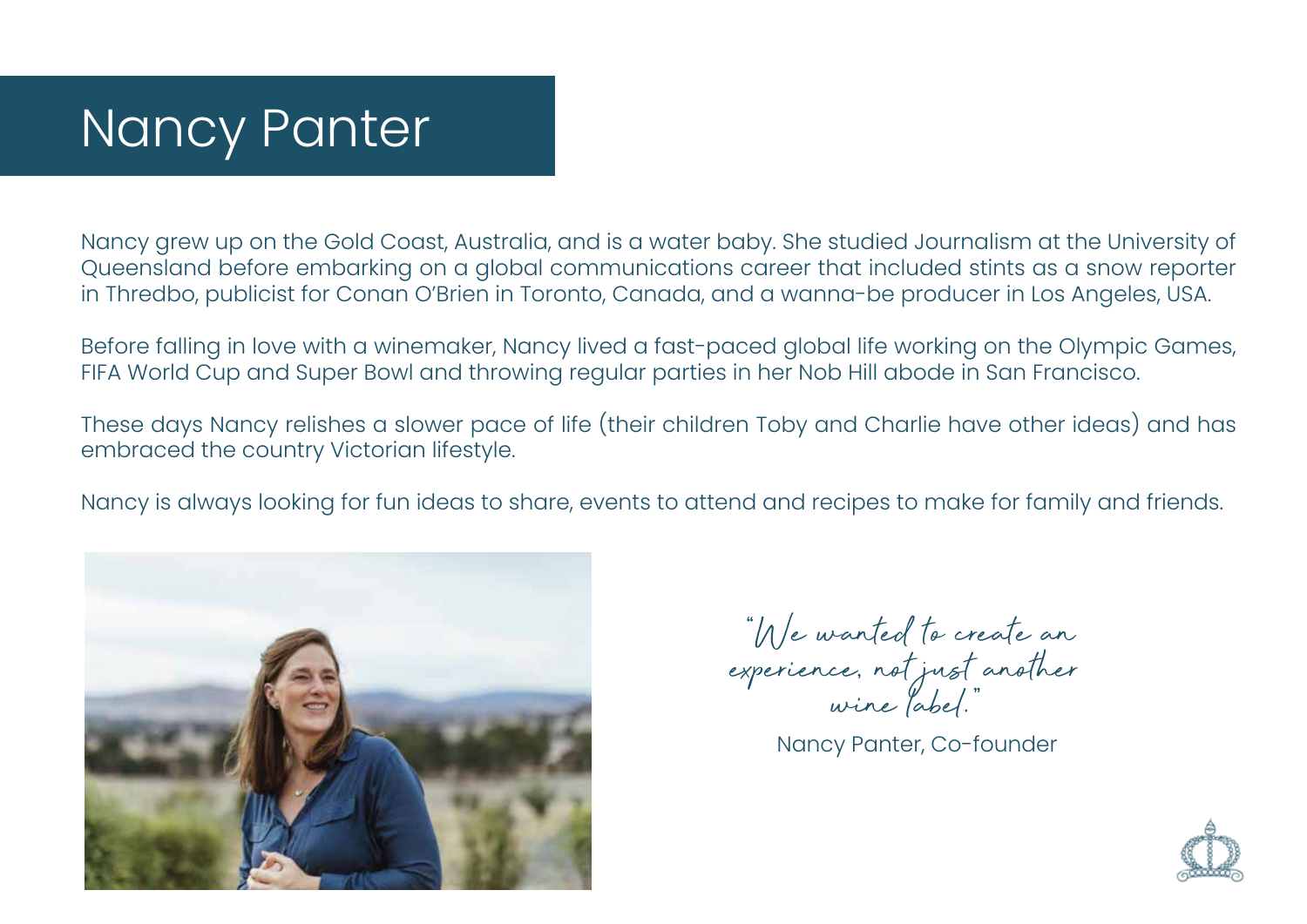# Nancy Panter

Nancy grew up on the Gold Coast, Australia, and is a water baby. She studied Journalism at the University of Queensland before embarking on a global communications career that included stints as a snow reporter in Thredbo, publicist for Conan O'Brien in Toronto, Canada, and a wanna-be producer in Los Angeles, USA.

Before falling in love with a winemaker, Nancy lived a fast-paced global life working on the Olympic Games, FIFA World Cup and Super Bowl and throwing regular parties in her Nob Hill abode in San Francisco.

These days Nancy relishes a slower pace of life (their children Toby and Charlie have other ideas) and has embraced the country Victorian lifestyle.

Nancy is always looking for fun ideas to share, events to attend and recipes to make for family and friends.

*"We wanted to create an experience, not just another wine label."*

Nancy Panter, Co-founder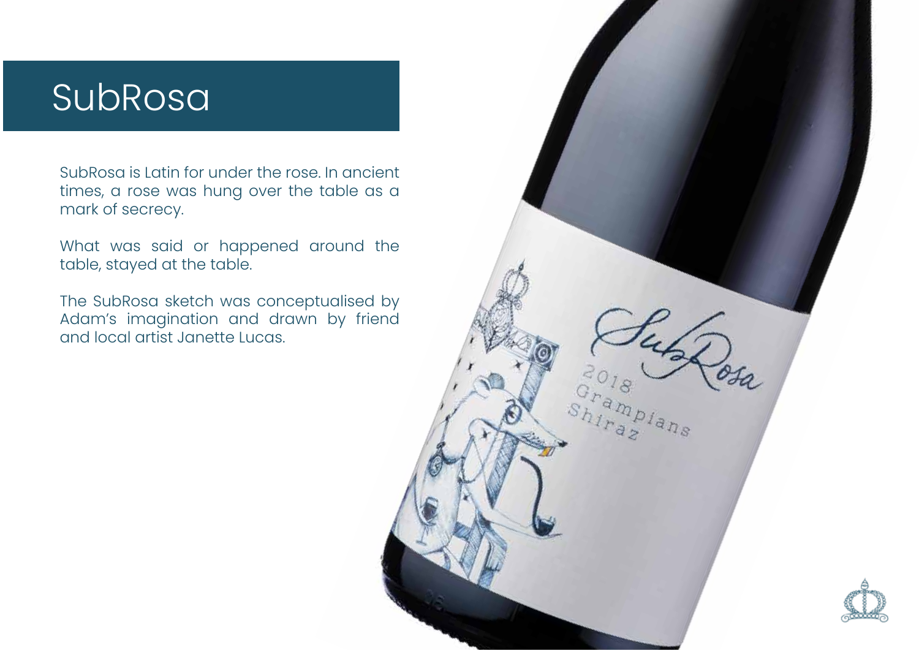# SubRosa

SubRosa is Latin for under the rose. In ancient times, a rose was hung over the table as a mark of secrecy.

What was said or happened around the table, stayed at the table.

The SubRosa sketch was conceptualised by Adam's imagination and drawn by friend and local artist Janette Lucas.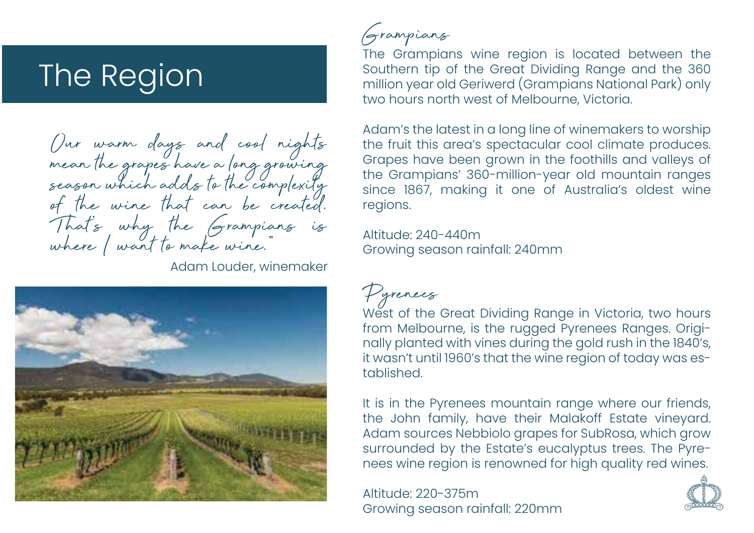# The Region

*"Our warm days and cool nights mean the grapes have a long growing season which adds to the complexity of the wine that can be created. That's why the Grampians is where I want to make wine."*

Adam Louder, winemaker

## Grampians

The Grampians wine region is located between the Southern tip of the Great Dividing Range and the 360 million year old Geriwerd (Grampians National Park) only two hours north west of Melbourne, Victoria.

Adam's the latest in a long line of winemakers to worship the fruit this area's spectacular cool climate produces. Grapes have been grown in the foothills and valleys of the Grampians' 360-million-year old mountain ranges since 1867, making it one of Australia's oldest wine regions.

Altitude: 240-440m
Growing season rainfall: 240mm

## Pyrenees

West of the Great Dividing Range in Victoria, two hours from Melbourne, is the rugged Pyrenees Ranges. Originally planted with vines during the gold rush in the 1840's, it wasn't until 1960's that the wine region of today was established.

It is in the Pyrenees mountain range where our friends, the John family, have their Malakoff Estate vineyard. Adam sources Nebbiolo grapes for SubRosa, which grow surrounded by the Estate's eucalyptus trees. The Pyrenees wine region is renowned for high quality red wines.

Altitude: 220-375m
Growing season rainfall: 220mm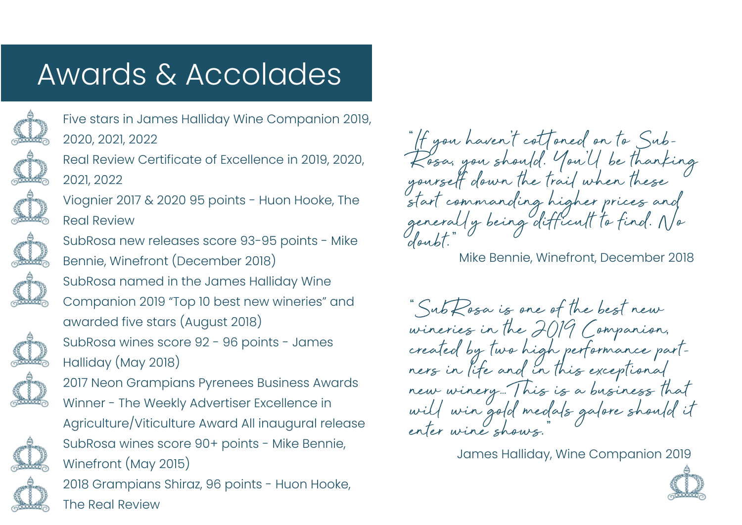# Awards & Accolades

- Five stars in James Halliday Wine Companion 2019, 2020, 2021, 2022
- Real Review Certificate of Excellence in 2019, 2020, 2021, 2022
- Viognier 2017 & 2020 95 points - Huon Hooke, The Real Review
- SubRosa new releases score 93-95 points - Mike Bennie, Winefront (December 2018)
- SubRosa named in the James Halliday Wine Companion 2019 "Top 10 best new wineries" and awarded five stars (August 2018)
- SubRosa wines score 92 - 96 points - James Halliday (May 2018)
- 2017 Neon Grampians Pyrenees Business Awards Winner - The Weekly Advertiser Excellence in Agriculture/Viticulture Award All inaugural release
- SubRosa wines score 90+ points - Mike Bennie, Winefront (May 2015)
- 2018 Grampians Shiraz, 96 points - Huon Hooke, The Real Review

*"If you haven't cottoned on to Sub-Rosa, you should. You'll be thanking yourself down the trail when these start commanding higher prices and generally being difficult to find. No doubt."*

Mike Bennie, Winefront, December 2018

*"SubRosa is one of the best new wineries in the 2019 Companion, created by two high performance partners in life and in this exceptional new winery... This is a business that will win gold medals galore should it enter wine shows."*

James Halliday, Wine Companion 2019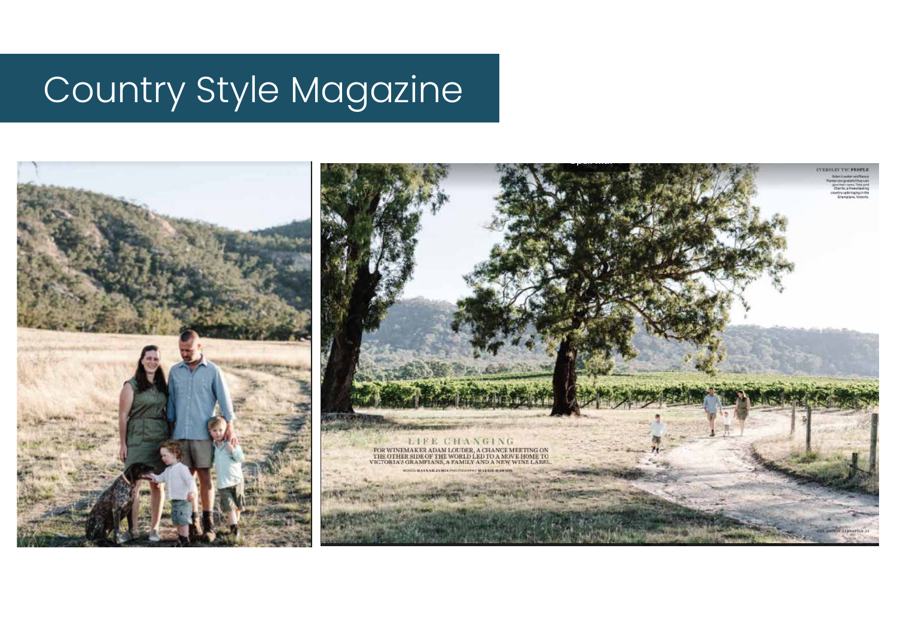# Country Style Magazine

EVERSLEY VIC PEOPLE

Adam Louder and Nancy Panter are grateful they can give their sons, Toby and Charlie, a freewheeling country upbringing in the Grampians, Victoria.

## LIFE CHANGING

FOR WINEMAKER ADAM LOUDER, A CHANCE MEETING ON THE OTHER SIDE OF THE WORLD LED TO A MOVE HOME TO VICTORIA'S GRAMPIANS, A FAMILY AND A NEW WINE LABEL.

WORDS HANNAH JAMES PHOTOGRAPHY MARNIE HAWSON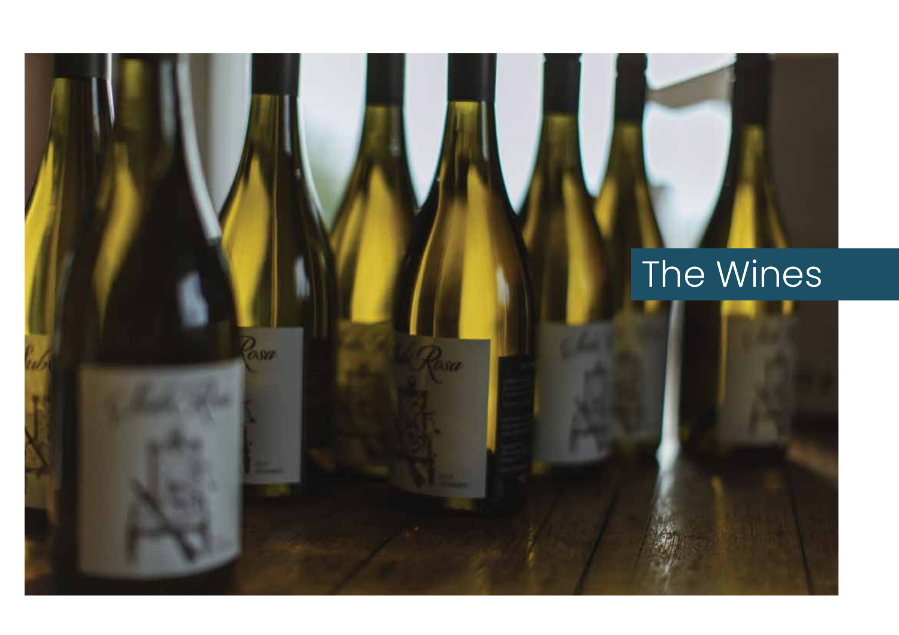# The Wines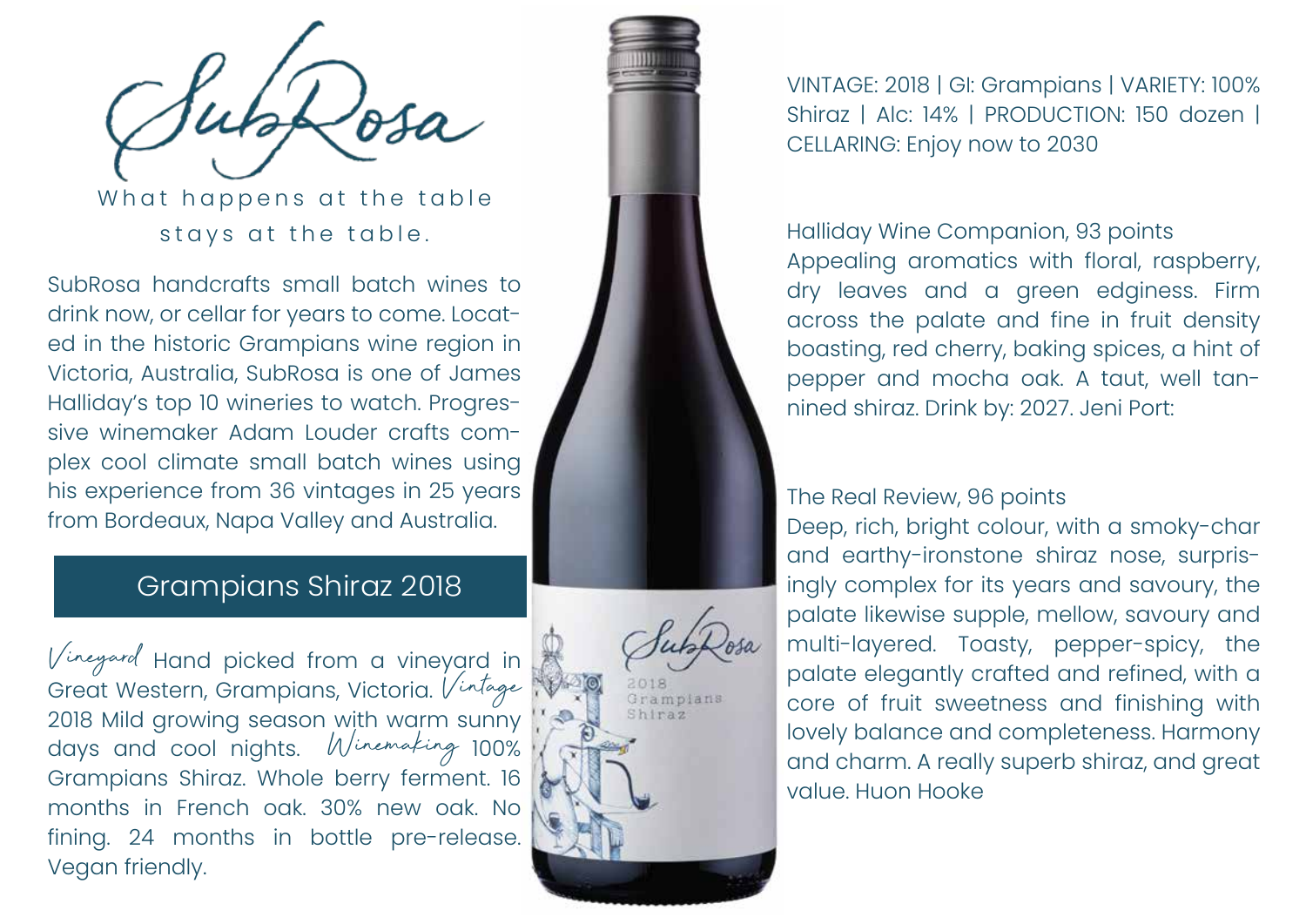# SubRosa

What happens at the table stays at the table.

SubRosa handcrafts small batch wines to drink now, or cellar for years to come. Located in the historic Grampians wine region in Victoria, Australia, SubRosa is one of James Halliday's top 10 wineries to watch. Progressive winemaker Adam Louder crafts complex cool climate small batch wines using his experience from 36 vintages in 25 years from Bordeaux, Napa Valley and Australia.

## Grampians Shiraz 2018

*Vineyard* Hand picked from a vineyard in Great Western, Grampians, Victoria. *Vintage* 2018 Mild growing season with warm sunny days and cool nights. *Winemaking* 100% Grampians Shiraz. Whole berry ferment. 16 months in French oak. 30% new oak. No fining. 24 months in bottle pre-release. Vegan friendly.

VINTAGE: 2018 | GI: Grampians | VARIETY: 100% Shiraz | Alc: 14% | PRODUCTION: 150 dozen | CELLARING: Enjoy now to 2030

Halliday Wine Companion, 93 points
Appealing aromatics with floral, raspberry, dry leaves and a green edginess. Firm across the palate and fine in fruit density boasting, red cherry, baking spices, a hint of pepper and mocha oak. A taut, well tannined shiraz. Drink by: 2027. Jeni Port:

The Real Review, 96 points
Deep, rich, bright colour, with a smoky-char and earthy-ironstone shiraz nose, surprisingly complex for its years and savoury, the palate likewise supple, mellow, savoury and multi-layered. Toasty, pepper-spicy, the palate elegantly crafted and refined, with a core of fruit sweetness and finishing with lovely balance and completeness. Harmony and charm. A really superb shiraz, and great value. Huon Hooke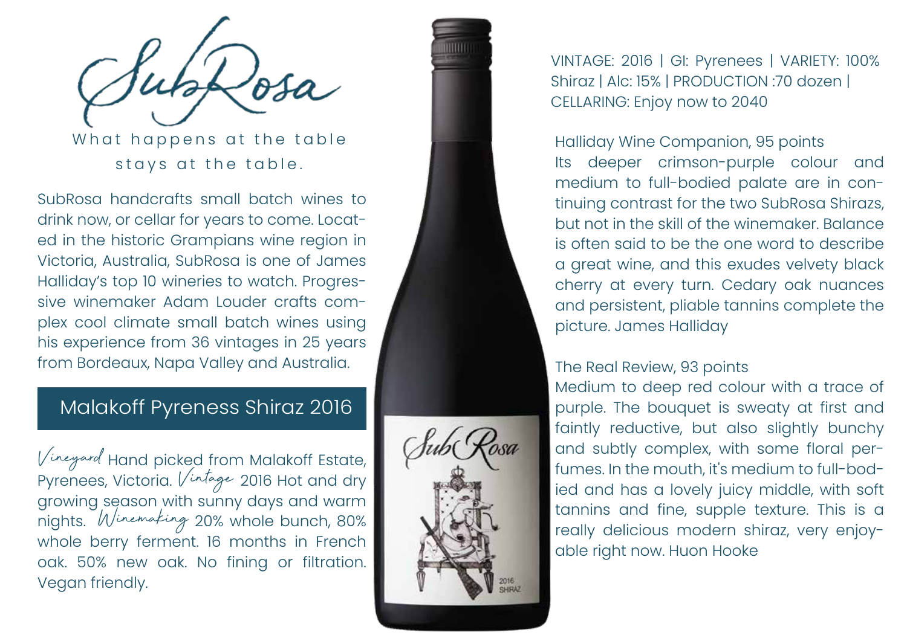# SubRosa

What happens at the table stays at the table.

SubRosa handcrafts small batch wines to drink now, or cellar for years to come. Located in the historic Grampians wine region in Victoria, Australia, SubRosa is one of James Halliday's top 10 wineries to watch. Progressive winemaker Adam Louder crafts complex cool climate small batch wines using his experience from 36 vintages in 25 years from Bordeaux, Napa Valley and Australia.

## Malakoff Pyreness Shiraz 2016

*Vineyard* Hand picked from Malakoff Estate, Pyrenees, Victoria. *Vintage* 2016 Hot and dry growing season with sunny days and warm nights. *Winemaking* 20% whole bunch, 80% whole berry ferment. 16 months in French oak. 50% new oak. No fining or filtration. Vegan friendly.

VINTAGE: 2016 | GI: Pyrenees | VARIETY: 100% Shiraz | Alc: 15% | PRODUCTION :70 dozen | CELLARING: Enjoy now to 2040

Halliday Wine Companion, 95 points
Its deeper crimson-purple colour and medium to full-bodied palate are in continuing contrast for the two SubRosa Shirazs, but not in the skill of the winemaker. Balance is often said to be the one word to describe a great wine, and this exudes velvety black cherry at every turn. Cedary oak nuances and persistent, pliable tannins complete the picture. James Halliday

The Real Review, 93 points
Medium to deep red colour with a trace of purple. The bouquet is sweaty at first and faintly reductive, but also slightly bunchy and subtly complex, with some floral perfumes. In the mouth, it's medium to full-bodied and has a lovely juicy middle, with soft tannins and fine, supple texture. This is a really delicious modern shiraz, very enjoyable right now. Huon Hooke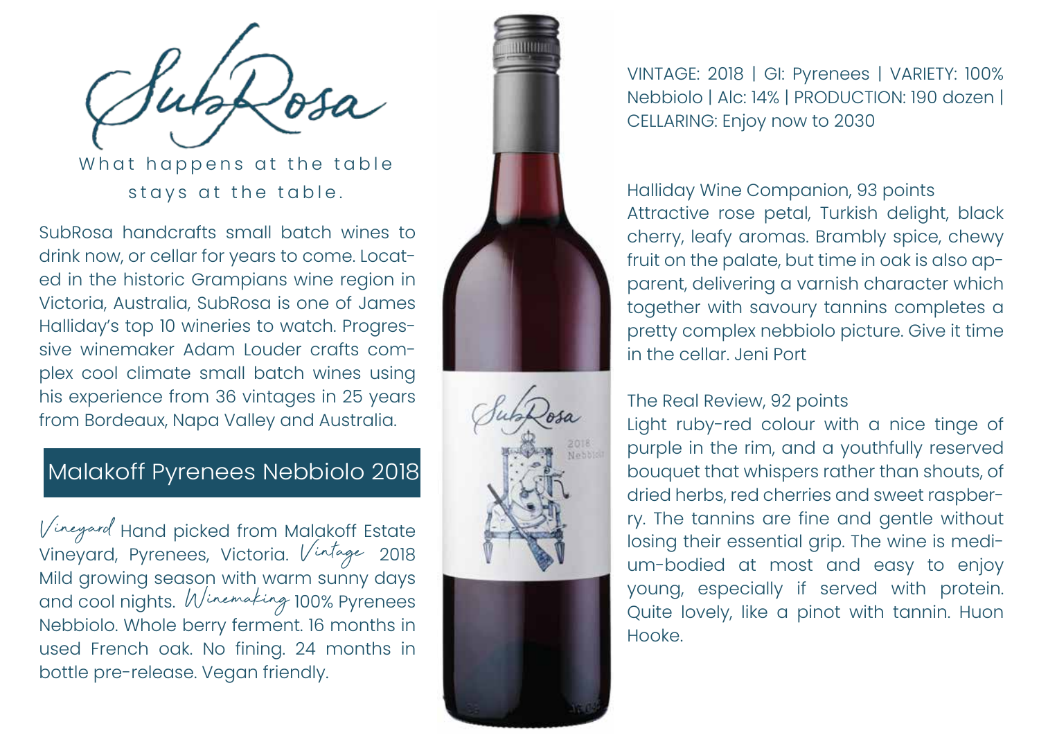# SubRosa

What happens at the table stays at the table.

SubRosa handcrafts small batch wines to drink now, or cellar for years to come. Located in the historic Grampians wine region in Victoria, Australia, SubRosa is one of James Halliday's top 10 wineries to watch. Progressive winemaker Adam Louder crafts complex cool climate small batch wines using his experience from 36 vintages in 25 years from Bordeaux, Napa Valley and Australia.

## Malakoff Pyrenees Nebbiolo 2018

*Vineyard* Hand picked from Malakoff Estate Vineyard, Pyrenees, Victoria. *Vintage* 2018 Mild growing season with warm sunny days and cool nights. *Winemaking* 100% Pyrenees Nebbiolo. Whole berry ferment. 16 months in used French oak. No fining. 24 months in bottle pre-release. Vegan friendly.

VINTAGE: 2018 | GI: Pyrenees | VARIETY: 100% Nebbiolo | Alc: 14% | PRODUCTION: 190 dozen | CELLARING: Enjoy now to 2030

Halliday Wine Companion, 93 points
Attractive rose petal, Turkish delight, black cherry, leafy aromas. Brambly spice, chewy fruit on the palate, but time in oak is also apparent, delivering a varnish character which together with savoury tannins completes a pretty complex nebbiolo picture. Give it time in the cellar. Jeni Port

The Real Review, 92 points
Light ruby-red colour with a nice tinge of purple in the rim, and a youthfully reserved bouquet that whispers rather than shouts, of dried herbs, red cherries and sweet raspberry. The tannins are fine and gentle without losing their essential grip. The wine is medium-bodied at most and easy to enjoy young, especially if served with protein. Quite lovely, like a pinot with tannin. Huon Hooke.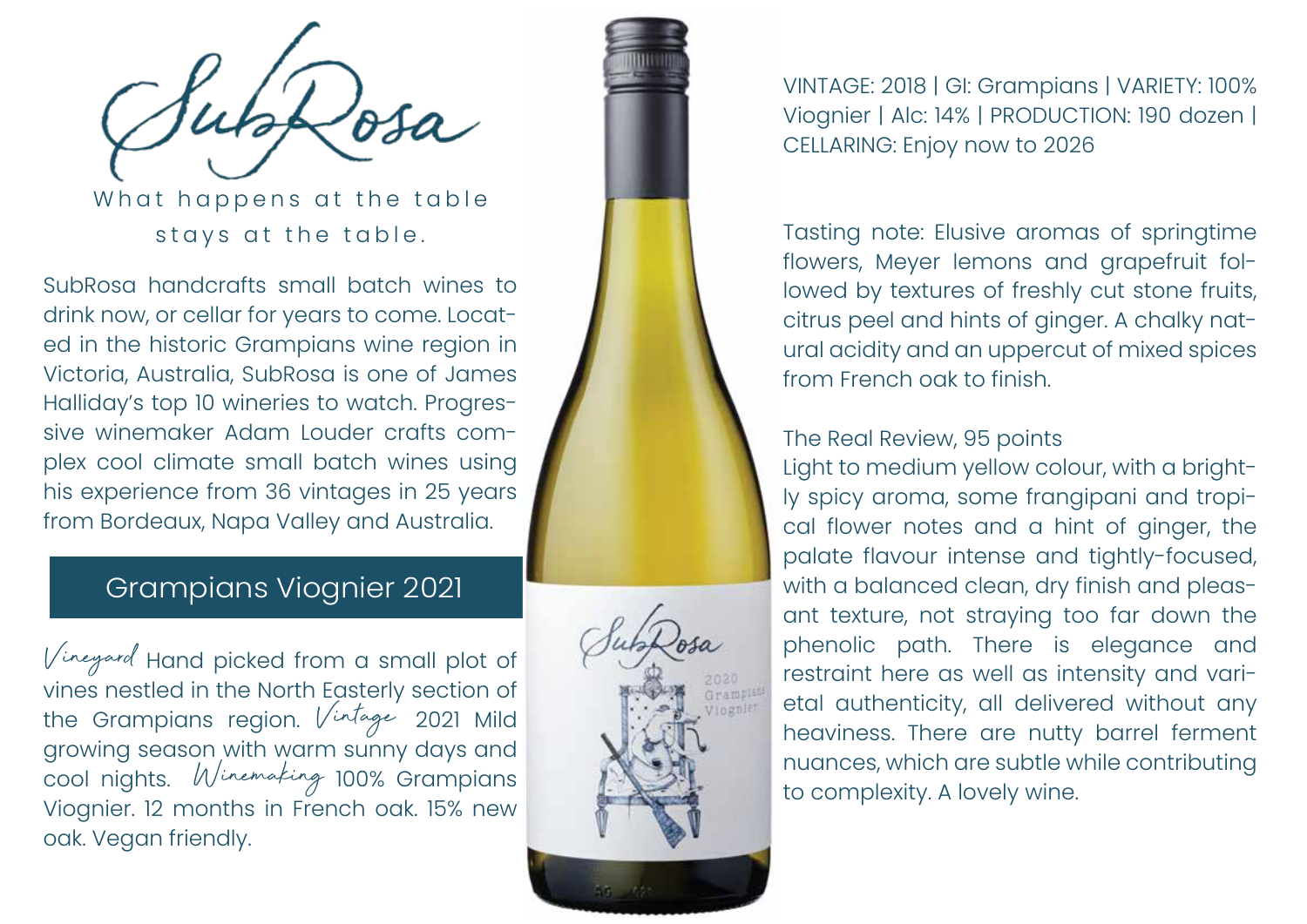# SubRosa

What happens at the table stays at the table.

SubRosa handcrafts small batch wines to drink now, or cellar for years to come. Located in the historic Grampians wine region in Victoria, Australia, SubRosa is one of James Halliday's top 10 wineries to watch. Progressive winemaker Adam Louder crafts complex cool climate small batch wines using his experience from 36 vintages in 25 years from Bordeaux, Napa Valley and Australia.

## Grampians Viognier 2021

*Vineyard* Hand picked from a small plot of vines nestled in the North Easterly section of the Grampians region. *Vintage* 2021 Mild growing season with warm sunny days and cool nights. *Winemaking* 100% Grampians Viognier. 12 months in French oak. 15% new oak. Vegan friendly.

VINTAGE: 2018 | GI: Grampians | VARIETY: 100% Viognier | Alc: 14% | PRODUCTION: 190 dozen | CELLARING: Enjoy now to 2026

Tasting note: Elusive aromas of springtime flowers, Meyer lemons and grapefruit followed by textures of freshly cut stone fruits, citrus peel and hints of ginger. A chalky natural acidity and an uppercut of mixed spices from French oak to finish.

The Real Review, 95 points
Light to medium yellow colour, with a brightly spicy aroma, some frangipani and tropical flower notes and a hint of ginger, the palate flavour intense and tightly-focused, with a balanced clean, dry finish and pleasant texture, not straying too far down the phenolic path. There is elegance and restraint here as well as intensity and varietal authenticity, all delivered without any heaviness. There are nutty barrel ferment nuances, which are subtle while contributing to complexity. A lovely wine.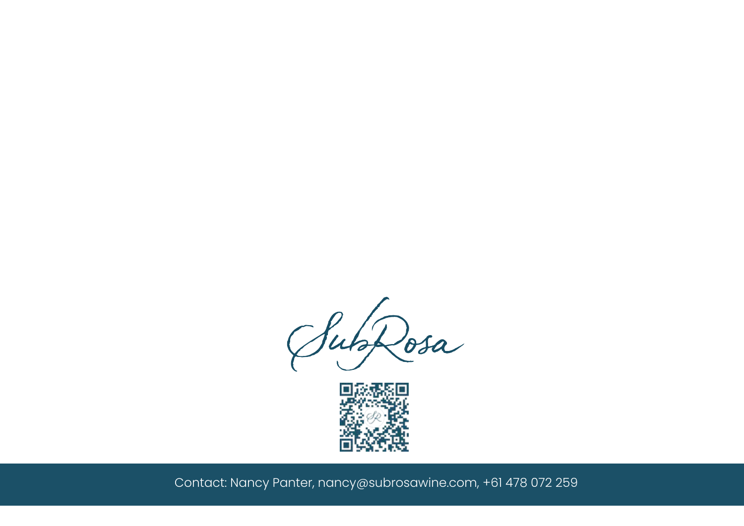SubRosa

Contact: Nancy Panter, nancy@subrosawine.com, +61 478 072 259